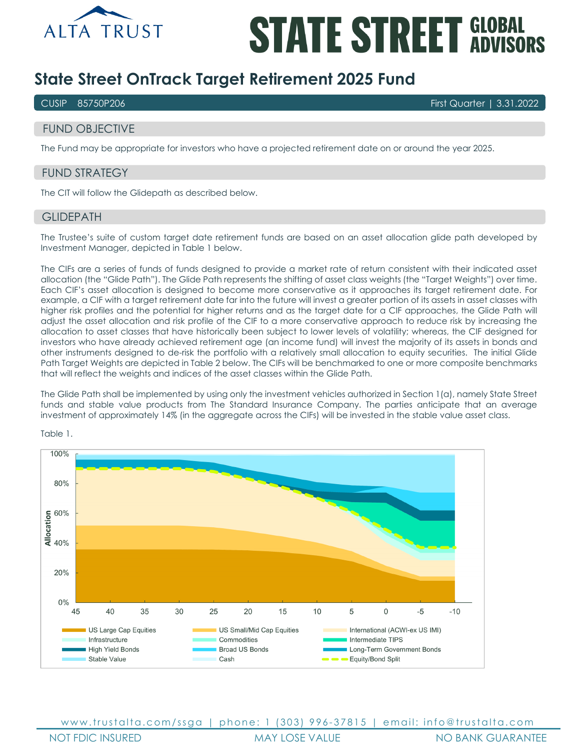# State Street OnTrack Target Retirement 2025 Fund

CUSIP 85750P206 | First Quarter | 3.31.2022

## FUND OBJECTIVE

The Fund may be appropriate for investors who have a projected retirement date on or around the year 2025.

## FUND STRATEGY

The CIT will follow the Glidepath as described below.

## GLIDEPATH

The Trustee's suite of custom target date retirement funds are based on an asset allocation glide path developed by Investment Manager, depicted in Table 1 below.

The CIFs are a series of funds of funds designed to provide a market rate of return consistent with their indicated asset allocation (the "Glide Path"). The Glide Path represents the shifting of asset class weights (the "Target Weights") over time. Each CIF's asset allocation is designed to become more conservative as it approaches its target retirement date. For example, a CIF with a target retirement date far into the future will invest a greater portion of its assets in asset classes with higher risk profiles and the potential for higher returns and as the target date for a CIF approaches, the Glide Path will adjust the asset allocation and risk profile of the CIF to a more conservative approach to reduce risk by increasing the allocation to asset classes that have historically been subject to lower levels of volatility; whereas, the CIF designed for investors who have already achieved retirement age (an income fund) will invest the majority of its assets in bonds and other instruments designed to de-risk the portfolio with a relatively small allocation to equity securities. The initial Glide Path Target Weights are depicted in Table 2 below. The CIFs will be benchmarked to one or more composite benchmarks that will reflect the weights and indices of the asset classes within the Glide Path.

The Glide Path shall be implemented by using only the investment vehicles authorized in Section 1(a), namely State Street funds and stable value products from The Standard Insurance Company. The parties anticipate that an average investment of approximately 14% (in the aggregate across the CIFs) will be invested in the stable value asset class.

Table 1.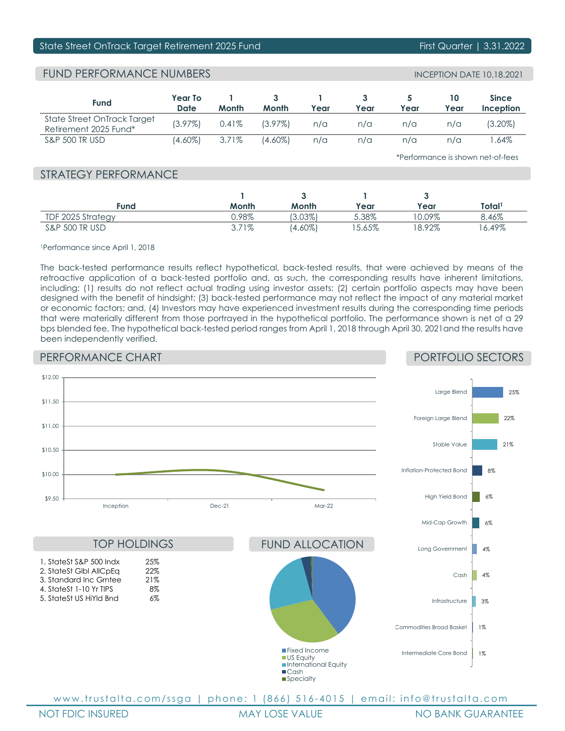State Street OnTrack Target Retirement 2025 Fund — First Quarter | 3.31.2022

## FUND PERFORMANCE NUMBERS

INCEPTION DATE 10.18.2021

| Fund | Year To Date | 1 Month | 3 Month | 1 Year | 3 Year | 5 Year | 10 Year | Since Inception |
|---|---|---|---|---|---|---|---|---|
| State Street OnTrack Target Retirement 2025 Fund* | (3.97%) | 0.41% | (3.97%) | n/a | n/a | n/a | n/a | (3.20%) |
| S&P 500 TR USD | (4.60%) | 3.71% | (4.60%) | n/a | n/a | n/a | n/a | 1.64% |

*Performance is shown net-of-fees

## STRATEGY PERFORMANCE

| Fund | 1 Month | 3 Month | 1 Year | 3 Year | Total[1] |
|---|---|---|---|---|---|
| TDF 2025 Strategy | 0.98% | (3.03%) | 5.38% | 10.09% | 8.46% |
| S&P 500 TR USD | 3.71% | (4.60%) | 15.65% | 18.92% | 16.49% |

[1]Performance since April 1, 2018

The back-tested performance results reflect hypothetical, back-tested results, that were achieved by means of the retroactive application of a back-tested portfolio and, as such, the corresponding results have inherent limitations, including: (1) results do not reflect actual trading using investor assets; (2) certain portfolio aspects may have been designed with the benefit of hindsight; (3) back-tested performance may not reflect the impact of any material market or economic factors; and, (4) Investors may have experienced investment results during the corresponding time periods that were materially different from those portrayed in the hypothetical portfolio. The performance shown is net of a 29 bps blended fee. The hypothetical back-tested period ranges from April 1, 2018 through April 30, 2021and the results have been independently verified.

## PERFORMANCE CHART

(Chart y-axis: $9.50 – $12.00; x-axis: Inception, Dec-21, Mar-22)

## PORTFOLIO SECTORS

| Sector | % |
|---|---|
| Large Blend | 25% |
| Foreign Large Blend | 22% |
| Stable Value | 21% |
| Inflation-Protected Bond | 8% |
| High Yield Bond | 6% |
| Mid-Cap Growth | 6% |
| Long Government | 4% |
| Cash | 4% |
| Infrastructure | 3% |
| Commodities Broad Basket | 1% |
| Intermediate Core Bond | 1% |

## TOP HOLDINGS

| Holding | % |
|---|---|
| 1. StateSt S&P 500 Indx | 25% |
| 2. StateSt Glbl AllCpEq | 22% |
| 3. Standard Inc Grntee | 21% |
| 4. StateSt 1-10 Yr TIPS | 8% |
| 5. StateSt US HiYld Bnd | 6% |

## FUND ALLOCATION

- Fixed Income
- US Equity
- International Equity
- Cash
- Specialty

www.trustalta.com/ssga | phone: 1 (866) 516-4015 | email: info@trustalta.com

NOT FDIC INSURED | MAY LOSE VALUE | NO BANK GUARANTEE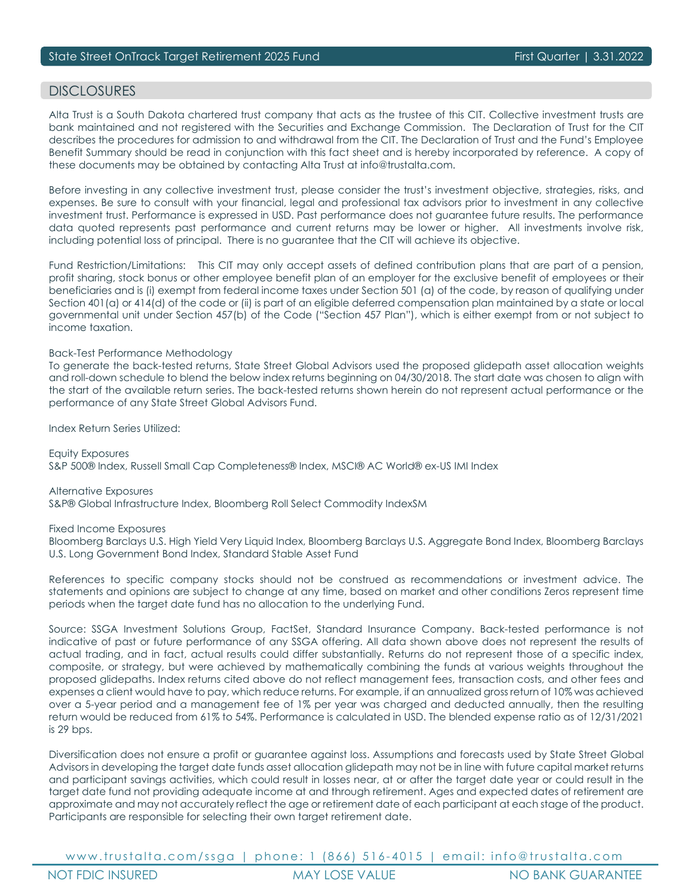## DISCLOSURES

Alta Trust is a South Dakota chartered trust company that acts as the trustee of this CIT. Collective investment trusts are bank maintained and not registered with the Securities and Exchange Commission. The Declaration of Trust for the CIT describes the procedures for admission to and withdrawal from the CIT. The Declaration of Trust and the Fund's Employee Benefit Summary should be read in conjunction with this fact sheet and is hereby incorporated by reference. A copy of these documents may be obtained by contacting Alta Trust at info@trustalta.com.

Before investing in any collective investment trust, please consider the trust's investment objective, strategies, risks, and expenses. Be sure to consult with your financial, legal and professional tax advisors prior to investment in any collective investment trust. Performance is expressed in USD. Past performance does not guarantee future results. The performance data quoted represents past performance and current returns may be lower or higher. All investments involve risk, including potential loss of principal. There is no guarantee that the CIT will achieve its objective.

Fund Restriction/Limitations: This CIT may only accept assets of defined contribution plans that are part of a pension, profit sharing, stock bonus or other employee benefit plan of an employer for the exclusive benefit of employees or their beneficiaries and is (i) exempt from federal income taxes under Section 501 (a) of the code, by reason of qualifying under Section 401(a) or 414(d) of the code or (ii) is part of an eligible deferred compensation plan maintained by a state or local governmental unit under Section 457(b) of the Code ("Section 457 Plan"), which is either exempt from or not subject to income taxation.

Back-Test Performance Methodology
To generate the back-tested returns, State Street Global Advisors used the proposed glidepath asset allocation weights and roll-down schedule to blend the below index returns beginning on 04/30/2018. The start date was chosen to align with the start of the available return series. The back-tested returns shown herein do not represent actual performance or the performance of any State Street Global Advisors Fund.

Index Return Series Utilized:

Equity Exposures
S&P 500® Index, Russell Small Cap Completeness® Index, MSCI® AC World® ex-US IMI Index

Alternative Exposures
S&P® Global Infrastructure Index, Bloomberg Roll Select Commodity IndexSM

Fixed Income Exposures
Bloomberg Barclays U.S. High Yield Very Liquid Index, Bloomberg Barclays U.S. Aggregate Bond Index, Bloomberg Barclays U.S. Long Government Bond Index, Standard Stable Asset Fund

References to specific company stocks should not be construed as recommendations or investment advice. The statements and opinions are subject to change at any time, based on market and other conditions Zeros represent time periods when the target date fund has no allocation to the underlying Fund.

Source: SSGA Investment Solutions Group, FactSet, Standard Insurance Company. Back-tested performance is not indicative of past or future performance of any SSGA offering. All data shown above does not represent the results of actual trading, and in fact, actual results could differ substantially. Returns do not represent those of a specific index, composite, or strategy, but were achieved by mathematically combining the funds at various weights throughout the proposed glidepaths. Index returns cited above do not reflect management fees, transaction costs, and other fees and expenses a client would have to pay, which reduce returns. For example, if an annualized gross return of 10% was achieved over a 5-year period and a management fee of 1% per year was charged and deducted annually, then the resulting return would be reduced from 61% to 54%. Performance is calculated in USD. The blended expense ratio as of 12/31/2021 is 29 bps.

Diversification does not ensure a profit or guarantee against loss. Assumptions and forecasts used by State Street Global Advisors in developing the target date funds asset allocation glidepath may not be in line with future capital market returns and participant savings activities, which could result in losses near, at or after the target date year or could result in the target date fund not providing adequate income at and through retirement. Ages and expected dates of retirement are approximate and may not accurately reflect the age or retirement date of each participant at each stage of the product. Participants are responsible for selecting their own target retirement date.

www.trustalta.com/ssga | phone: 1 (866) 516-4015 | email: info@trustalta.com

NOT FDIC INSURED | MAY LOSE VALUE | NO BANK GUARANTEE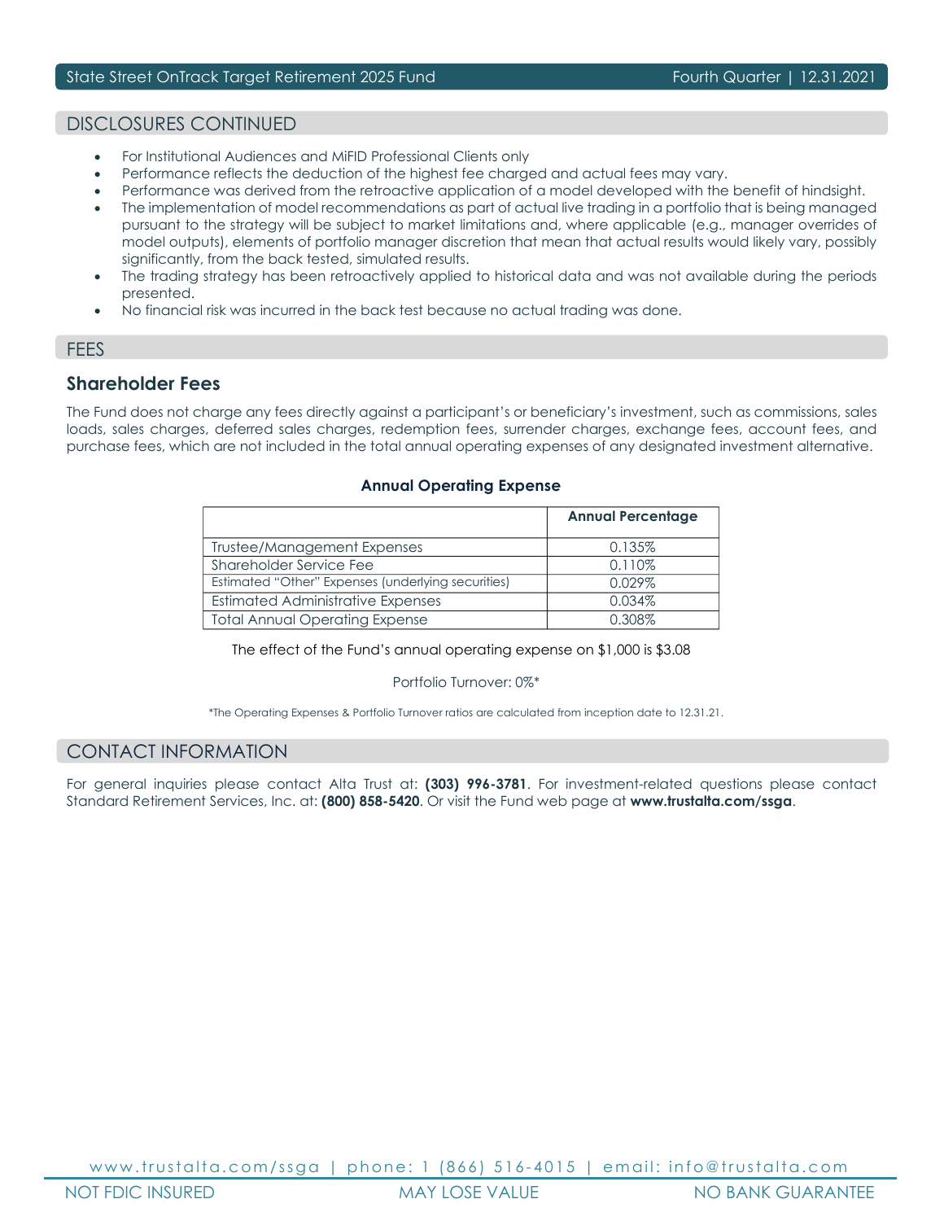## DISCLOSURES CONTINUED

- For Institutional Audiences and MiFID Professional Clients only
- Performance reflects the deduction of the highest fee charged and actual fees may vary.
- Performance was derived from the retroactive application of a model developed with the benefit of hindsight.
- The implementation of model recommendations as part of actual live trading in a portfolio that is being managed pursuant to the strategy will be subject to market limitations and, where applicable (e.g., manager overrides of model outputs), elements of portfolio manager discretion that mean that actual results would likely vary, possibly significantly, from the back tested, simulated results.
- The trading strategy has been retroactively applied to historical data and was not available during the periods presented.
- No financial risk was incurred in the back test because no actual trading was done.

## FEES

### Shareholder Fees

The Fund does not charge any fees directly against a participant's or beneficiary's investment, such as commissions, sales loads, sales charges, deferred sales charges, redemption fees, surrender charges, exchange fees, account fees, and purchase fees, which are not included in the total annual operating expenses of any designated investment alternative.

**Annual Operating Expense**

| | Annual Percentage |
|---|---|
| Trustee/Management Expenses | 0.135% |
| Shareholder Service Fee | 0.110% |
| Estimated "Other" Expenses (underlying securities) | 0.029% |
| Estimated Administrative Expenses | 0.034% |
| Total Annual Operating Expense | 0.308% |

The effect of the Fund's annual operating expense on $1,000 is $3.08

Portfolio Turnover: 0%*

*The Operating Expenses & Portfolio Turnover ratios are calculated from inception date to 12.31.21.

## CONTACT INFORMATION

For general inquiries please contact Alta Trust at: **(303) 996-3781**. For investment-related questions please contact Standard Retirement Services, Inc. at: **(800) 858-5420**. Or visit the Fund web page at **www.trustalta.com/ssga**.